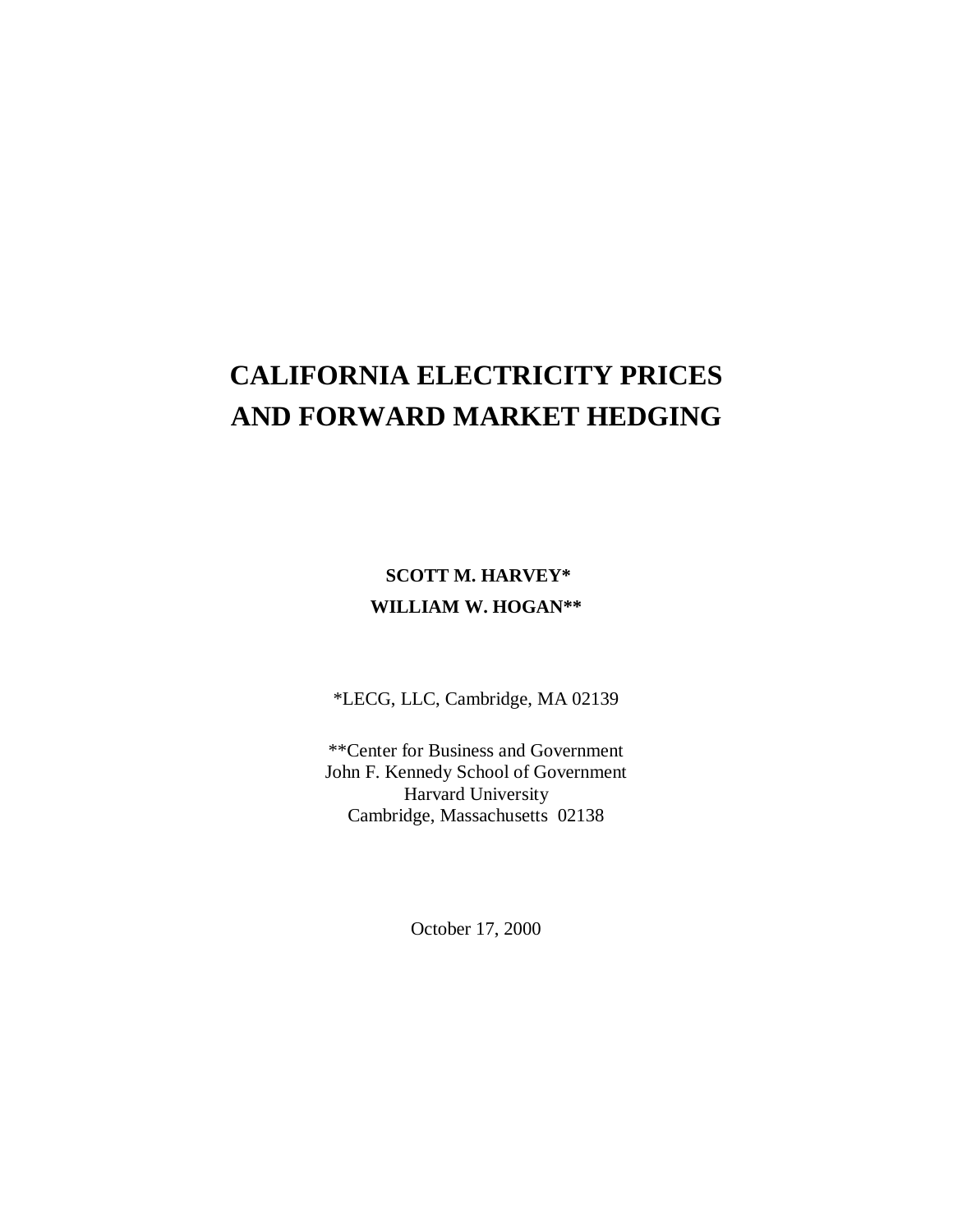# CALIFORNIA ELECTRICITY PRICES AND FORWARD MARKET HEDGING

**SCOTT M. HARVEY***

**WILLIAM W. HOGAN****

*LECG, LLC, Cambridge, MA 02139

**Center for Business and Government
John F. Kennedy School of Government
Harvard University
Cambridge, Massachusetts 02138

October 17, 2000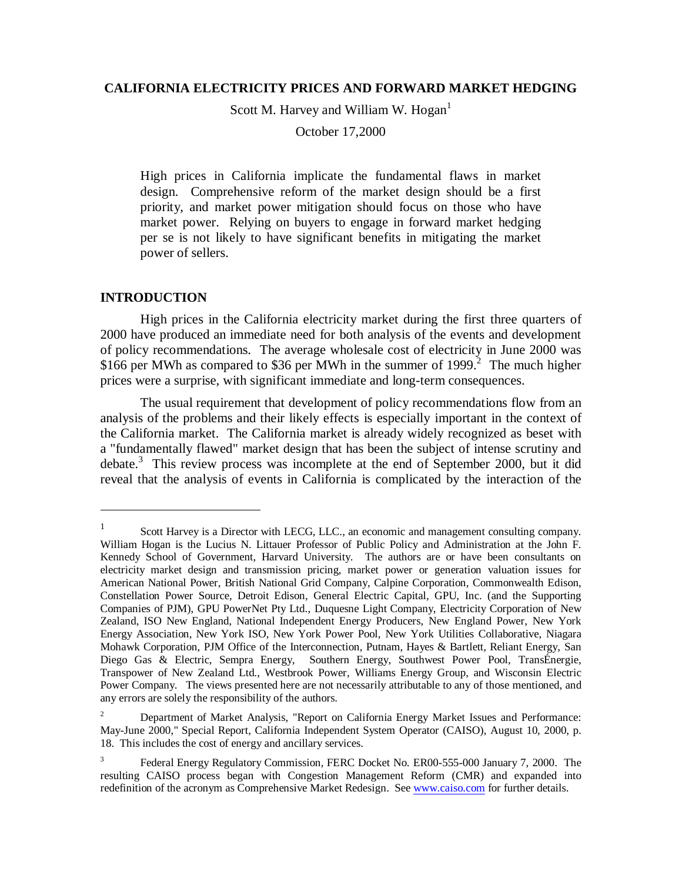**CALIFORNIA ELECTRICITY PRICES AND FORWARD MARKET HEDGING**

Scott M. Harvey and William W. Hogan[1]

October 17,2000

> High prices in California implicate the fundamental flaws in market design. Comprehensive reform of the market design should be a first priority, and market power mitigation should focus on those who have market power. Relying on buyers to engage in forward market hedging per se is not likely to have significant benefits in mitigating the market power of sellers.

## INTRODUCTION

High prices in the California electricity market during the first three quarters of 2000 have produced an immediate need for both analysis of the events and development of policy recommendations. The average wholesale cost of electricity in June 2000 was \$166 per MWh as compared to \$36 per MWh in the summer of 1999.[2] The much higher prices were a surprise, with significant immediate and long-term consequences.

The usual requirement that development of policy recommendations flow from an analysis of the problems and their likely effects is especially important in the context of the California market. The California market is already widely recognized as beset with a "fundamentally flawed" market design that has been the subject of intense scrutiny and debate.[3] This review process was incomplete at the end of September 2000, but it did reveal that the analysis of events in California is complicated by the interaction of the

---

[1] Scott Harvey is a Director with LECG, LLC., an economic and management consulting company. William Hogan is the Lucius N. Littauer Professor of Public Policy and Administration at the John F. Kennedy School of Government, Harvard University. The authors are or have been consultants on electricity market design and transmission pricing, market power or generation valuation issues for American National Power, British National Grid Company, Calpine Corporation, Commonwealth Edison, Constellation Power Source, Detroit Edison, General Electric Capital, GPU, Inc. (and the Supporting Companies of PJM), GPU PowerNet Pty Ltd., Duquesne Light Company, Electricity Corporation of New Zealand, ISO New England, National Independent Energy Producers, New England Power, New York Energy Association, New York ISO, New York Power Pool, New York Utilities Collaborative, Niagara Mohawk Corporation, PJM Office of the Interconnection, Putnam, Hayes & Bartlett, Reliant Energy, San Diego Gas & Electric, Sempra Energy, Southern Energy, Southwest Power Pool, TransÉnergie, Transpower of New Zealand Ltd., Westbrook Power, Williams Energy Group, and Wisconsin Electric Power Company. The views presented here are not necessarily attributable to any of those mentioned, and any errors are solely the responsibility of the authors.

[2] Department of Market Analysis, "Report on California Energy Market Issues and Performance: May-June 2000," Special Report, California Independent System Operator (CAISO), August 10, 2000, p. 18. This includes the cost of energy and ancillary services.

[3] Federal Energy Regulatory Commission, FERC Docket No. ER00-555-000 January 7, 2000. The resulting CAISO process began with Congestion Management Reform (CMR) and expanded into redefinition of the acronym as Comprehensive Market Redesign. See www.caiso.com for further details.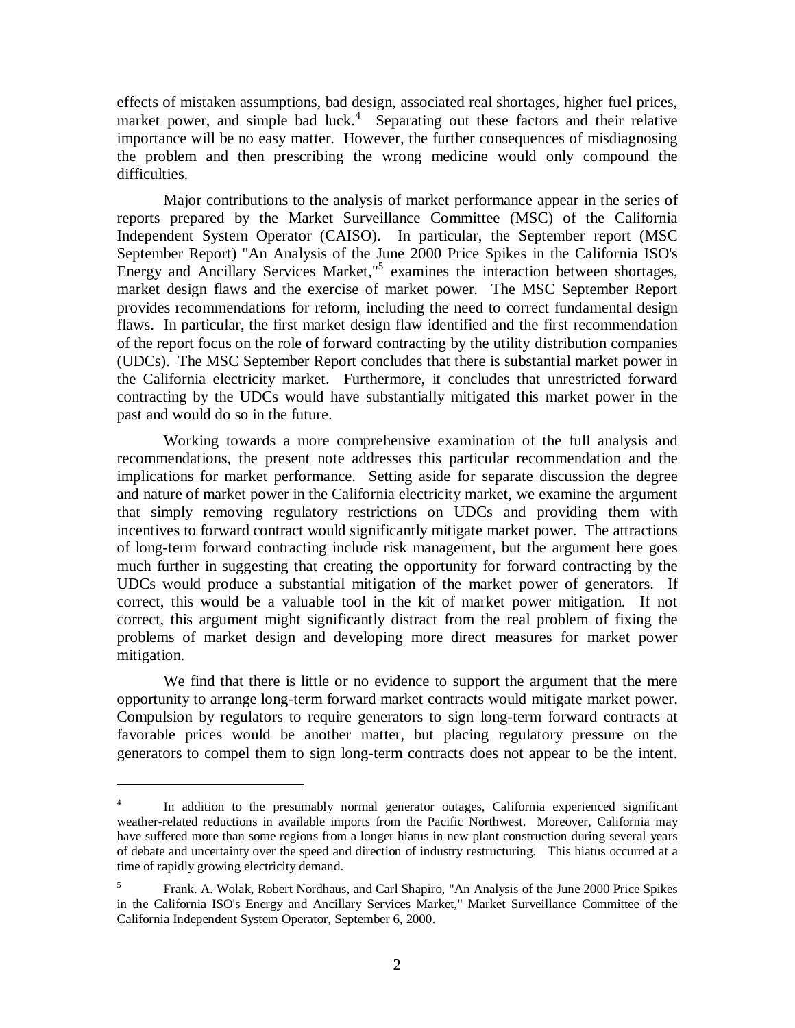effects of mistaken assumptions, bad design, associated real shortages, higher fuel prices, market power, and simple bad luck.[4] Separating out these factors and their relative importance will be no easy matter. However, the further consequences of misdiagnosing the problem and then prescribing the wrong medicine would only compound the difficulties.

Major contributions to the analysis of market performance appear in the series of reports prepared by the Market Surveillance Committee (MSC) of the California Independent System Operator (CAISO). In particular, the September report (MSC September Report) "An Analysis of the June 2000 Price Spikes in the California ISO's Energy and Ancillary Services Market,"[5] examines the interaction between shortages, market design flaws and the exercise of market power. The MSC September Report provides recommendations for reform, including the need to correct fundamental design flaws. In particular, the first market design flaw identified and the first recommendation of the report focus on the role of forward contracting by the utility distribution companies (UDCs). The MSC September Report concludes that there is substantial market power in the California electricity market. Furthermore, it concludes that unrestricted forward contracting by the UDCs would have substantially mitigated this market power in the past and would do so in the future.

Working towards a more comprehensive examination of the full analysis and recommendations, the present note addresses this particular recommendation and the implications for market performance. Setting aside for separate discussion the degree and nature of market power in the California electricity market, we examine the argument that simply removing regulatory restrictions on UDCs and providing them with incentives to forward contract would significantly mitigate market power. The attractions of long-term forward contracting include risk management, but the argument here goes much further in suggesting that creating the opportunity for forward contracting by the UDCs would produce a substantial mitigation of the market power of generators. If correct, this would be a valuable tool in the kit of market power mitigation. If not correct, this argument might significantly distract from the real problem of fixing the problems of market design and developing more direct measures for market power mitigation.

We find that there is little or no evidence to support the argument that the mere opportunity to arrange long-term forward market contracts would mitigate market power. Compulsion by regulators to require generators to sign long-term forward contracts at favorable prices would be another matter, but placing regulatory pressure on the generators to compel them to sign long-term contracts does not appear to be the intent.

---

[4] In addition to the presumably normal generator outages, California experienced significant weather-related reductions in available imports from the Pacific Northwest. Moreover, California may have suffered more than some regions from a longer hiatus in new plant construction during several years of debate and uncertainty over the speed and direction of industry restructuring. This hiatus occurred at a time of rapidly growing electricity demand.

[5] Frank. A. Wolak, Robert Nordhaus, and Carl Shapiro, "An Analysis of the June 2000 Price Spikes in the California ISO's Energy and Ancillary Services Market," Market Surveillance Committee of the California Independent System Operator, September 6, 2000.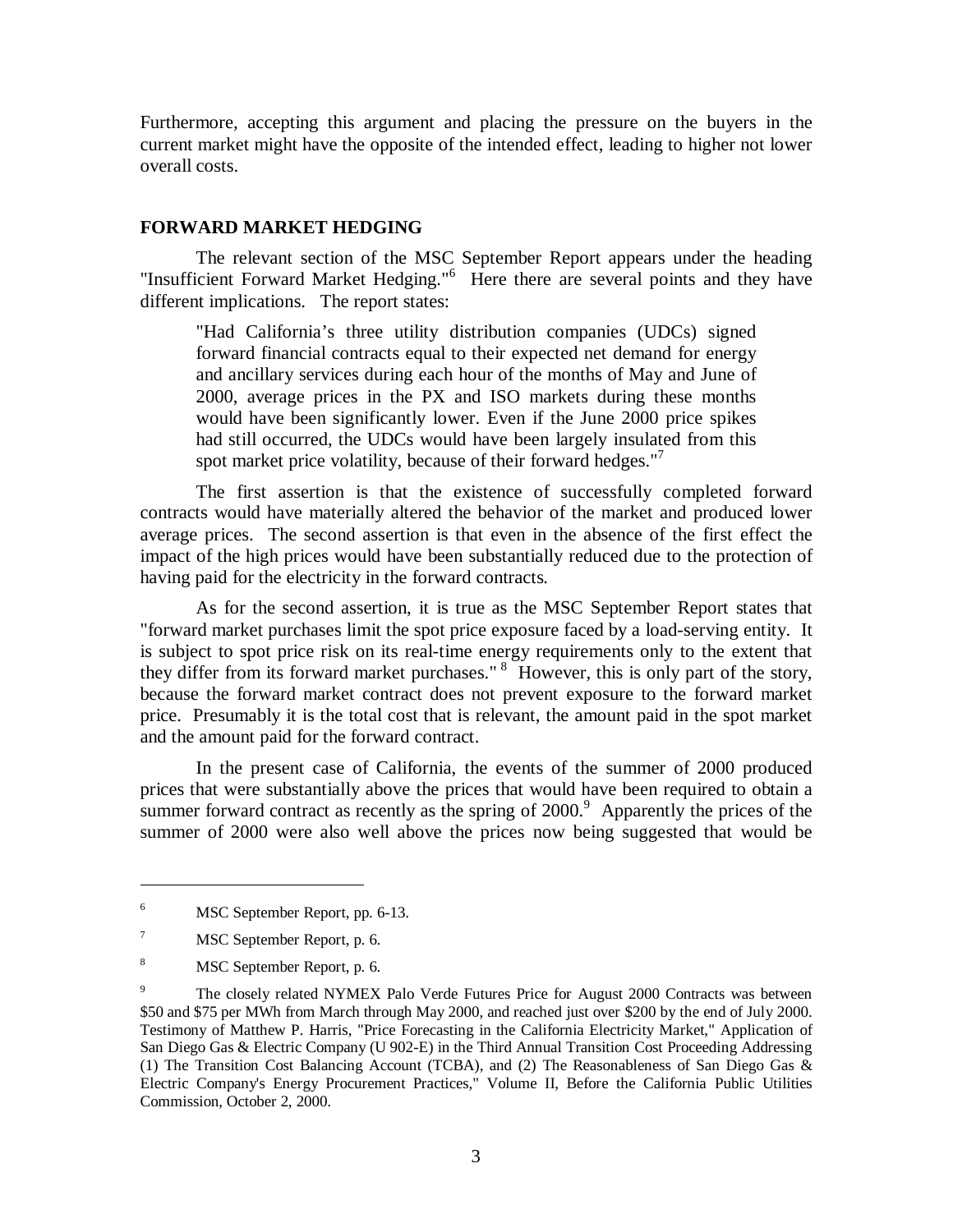Furthermore, accepting this argument and placing the pressure on the buyers in the current market might have the opposite of the intended effect, leading to higher not lower overall costs.

## FORWARD MARKET HEDGING

The relevant section of the MSC September Report appears under the heading "Insufficient Forward Market Hedging."[6] Here there are several points and they have different implications. The report states:

> "Had California's three utility distribution companies (UDCs) signed forward financial contracts equal to their expected net demand for energy and ancillary services during each hour of the months of May and June of 2000, average prices in the PX and ISO markets during these months would have been significantly lower. Even if the June 2000 price spikes had still occurred, the UDCs would have been largely insulated from this spot market price volatility, because of their forward hedges."[7]

The first assertion is that the existence of successfully completed forward contracts would have materially altered the behavior of the market and produced lower average prices. The second assertion is that even in the absence of the first effect the impact of the high prices would have been substantially reduced due to the protection of having paid for the electricity in the forward contracts.

As for the second assertion, it is true as the MSC September Report states that "forward market purchases limit the spot price exposure faced by a load-serving entity. It is subject to spot price risk on its real-time energy requirements only to the extent that they differ from its forward market purchases." [8] However, this is only part of the story, because the forward market contract does not prevent exposure to the forward market price. Presumably it is the total cost that is relevant, the amount paid in the spot market and the amount paid for the forward contract.

In the present case of California, the events of the summer of 2000 produced prices that were substantially above the prices that would have been required to obtain a summer forward contract as recently as the spring of 2000.[9] Apparently the prices of the summer of 2000 were also well above the prices now being suggested that would be

---

[6] MSC September Report, pp. 6-13.

[7] MSC September Report, p. 6.

[8] MSC September Report, p. 6.

[9] The closely related NYMEX Palo Verde Futures Price for August 2000 Contracts was between $50 and $75 per MWh from March through May 2000, and reached just over $200 by the end of July 2000. Testimony of Matthew P. Harris, "Price Forecasting in the California Electricity Market," Application of San Diego Gas & Electric Company (U 902-E) in the Third Annual Transition Cost Proceeding Addressing (1) The Transition Cost Balancing Account (TCBA), and (2) The Reasonableness of San Diego Gas & Electric Company's Energy Procurement Practices," Volume II, Before the California Public Utilities Commission, October 2, 2000.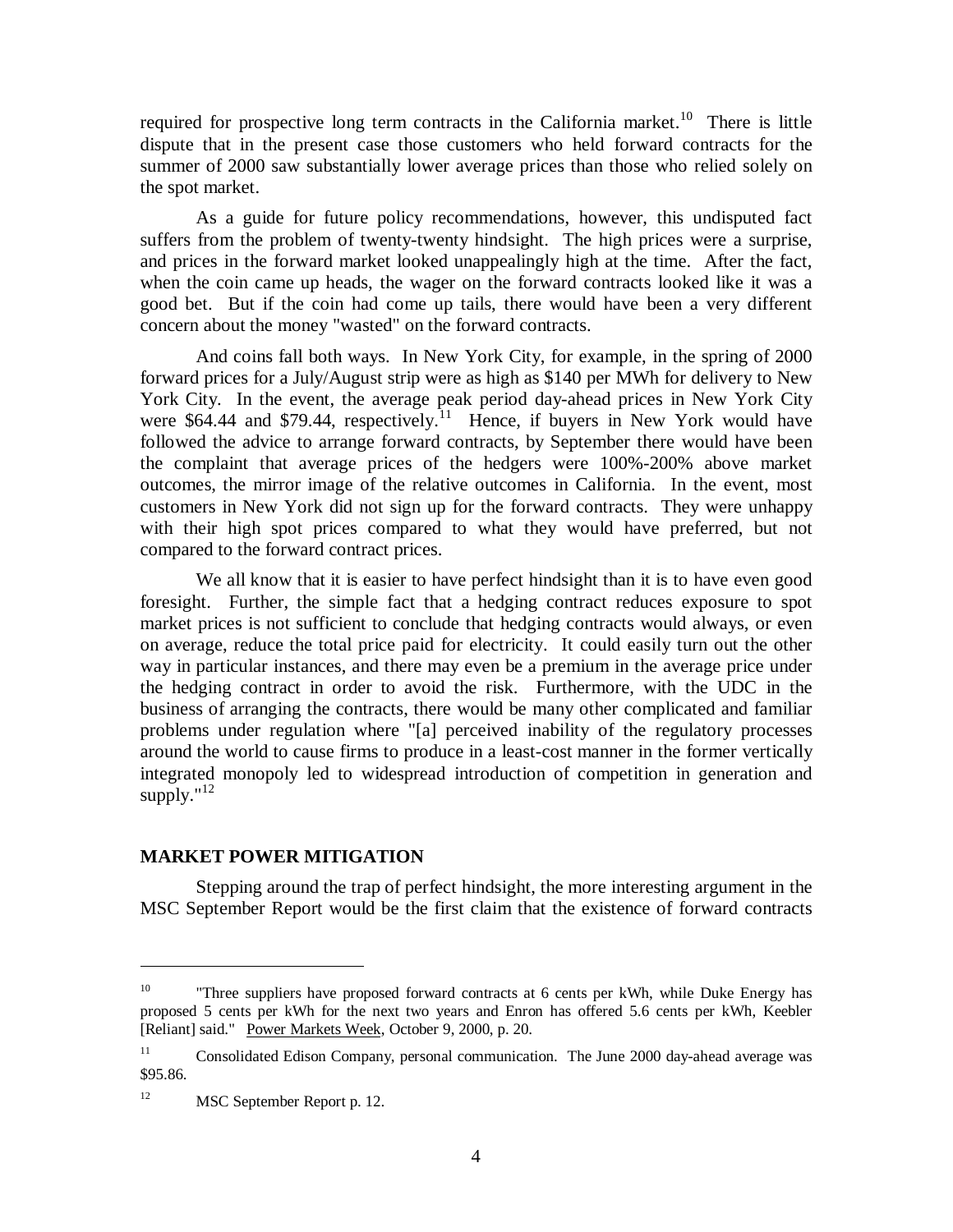required for prospective long term contracts in the California market.[10] There is little dispute that in the present case those customers who held forward contracts for the summer of 2000 saw substantially lower average prices than those who relied solely on the spot market.

As a guide for future policy recommendations, however, this undisputed fact suffers from the problem of twenty-twenty hindsight. The high prices were a surprise, and prices in the forward market looked unappealingly high at the time. After the fact, when the coin came up heads, the wager on the forward contracts looked like it was a good bet. But if the coin had come up tails, there would have been a very different concern about the money "wasted" on the forward contracts.

And coins fall both ways. In New York City, for example, in the spring of 2000 forward prices for a July/August strip were as high as $140 per MWh for delivery to New York City. In the event, the average peak period day-ahead prices in New York City were $64.44 and $79.44, respectively.[11] Hence, if buyers in New York would have followed the advice to arrange forward contracts, by September there would have been the complaint that average prices of the hedgers were 100%-200% above market outcomes, the mirror image of the relative outcomes in California. In the event, most customers in New York did not sign up for the forward contracts. They were unhappy with their high spot prices compared to what they would have preferred, but not compared to the forward contract prices.

We all know that it is easier to have perfect hindsight than it is to have even good foresight. Further, the simple fact that a hedging contract reduces exposure to spot market prices is not sufficient to conclude that hedging contracts would always, or even on average, reduce the total price paid for electricity. It could easily turn out the other way in particular instances, and there may even be a premium in the average price under the hedging contract in order to avoid the risk. Furthermore, with the UDC in the business of arranging the contracts, there would be many other complicated and familiar problems under regulation where "[a] perceived inability of the regulatory processes around the world to cause firms to produce in a least-cost manner in the former vertically integrated monopoly led to widespread introduction of competition in generation and supply."[12]

## MARKET POWER MITIGATION

Stepping around the trap of perfect hindsight, the more interesting argument in the MSC September Report would be the first claim that the existence of forward contracts

---

[10] "Three suppliers have proposed forward contracts at 6 cents per kWh, while Duke Energy has proposed 5 cents per kWh for the next two years and Enron has offered 5.6 cents per kWh, Keebler [Reliant] said." Power Markets Week, October 9, 2000, p. 20.

[11] Consolidated Edison Company, personal communication. The June 2000 day-ahead average was $95.86.

[12] MSC September Report p. 12.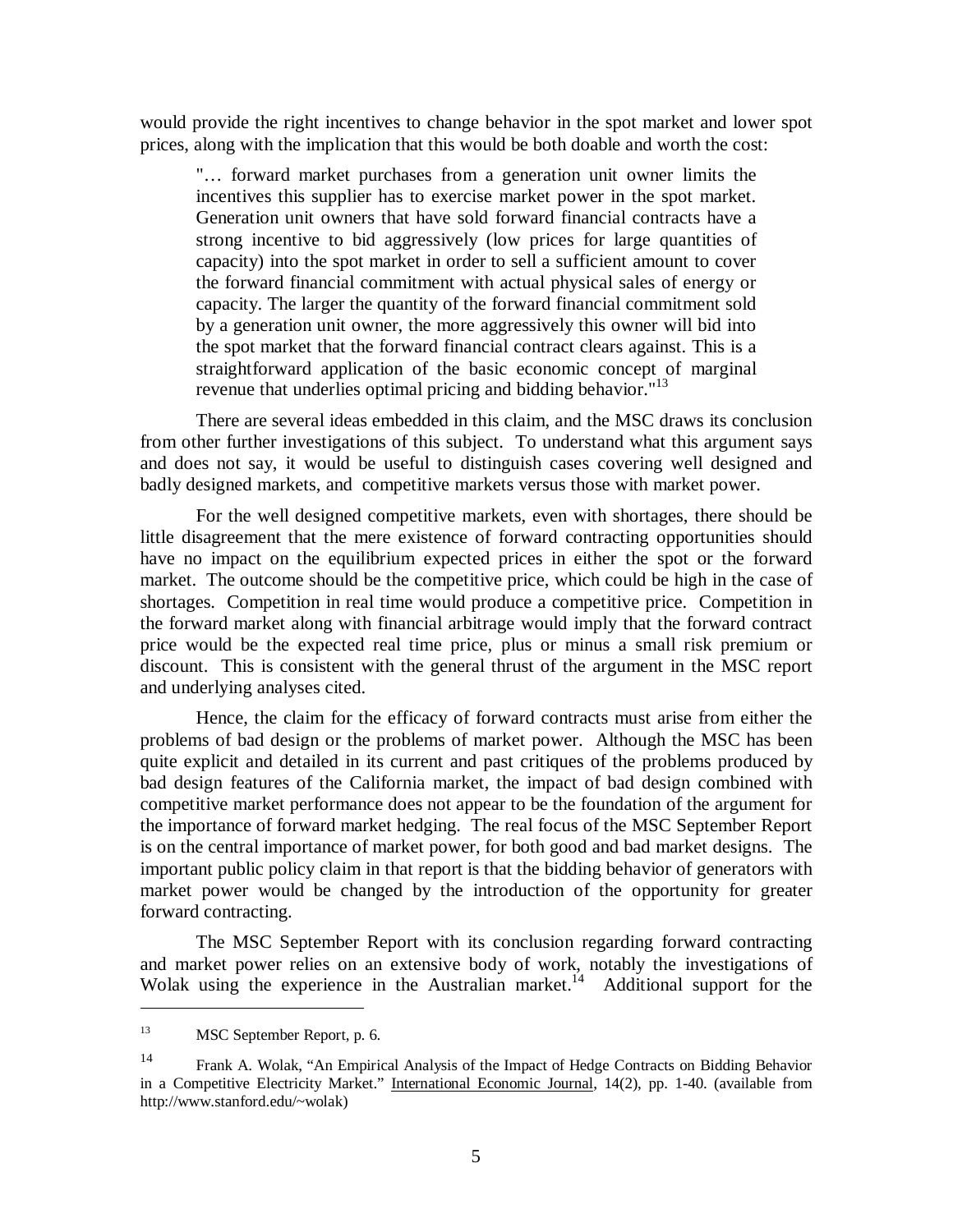would provide the right incentives to change behavior in the spot market and lower spot prices, along with the implication that this would be both doable and worth the cost:

> "… forward market purchases from a generation unit owner limits the incentives this supplier has to exercise market power in the spot market. Generation unit owners that have sold forward financial contracts have a strong incentive to bid aggressively (low prices for large quantities of capacity) into the spot market in order to sell a sufficient amount to cover the forward financial commitment with actual physical sales of energy or capacity. The larger the quantity of the forward financial commitment sold by a generation unit owner, the more aggressively this owner will bid into the spot market that the forward financial contract clears against. This is a straightforward application of the basic economic concept of marginal revenue that underlies optimal pricing and bidding behavior."[13]

There are several ideas embedded in this claim, and the MSC draws its conclusion from other further investigations of this subject. To understand what this argument says and does not say, it would be useful to distinguish cases covering well designed and badly designed markets, and competitive markets versus those with market power.

For the well designed competitive markets, even with shortages, there should be little disagreement that the mere existence of forward contracting opportunities should have no impact on the equilibrium expected prices in either the spot or the forward market. The outcome should be the competitive price, which could be high in the case of shortages. Competition in real time would produce a competitive price. Competition in the forward market along with financial arbitrage would imply that the forward contract price would be the expected real time price, plus or minus a small risk premium or discount. This is consistent with the general thrust of the argument in the MSC report and underlying analyses cited.

Hence, the claim for the efficacy of forward contracts must arise from either the problems of bad design or the problems of market power. Although the MSC has been quite explicit and detailed in its current and past critiques of the problems produced by bad design features of the California market, the impact of bad design combined with competitive market performance does not appear to be the foundation of the argument for the importance of forward market hedging. The real focus of the MSC September Report is on the central importance of market power, for both good and bad market designs. The important public policy claim in that report is that the bidding behavior of generators with market power would be changed by the introduction of the opportunity for greater forward contracting.

The MSC September Report with its conclusion regarding forward contracting and market power relies on an extensive body of work, notably the investigations of Wolak using the experience in the Australian market.[14] Additional support for the

---

[13] MSC September Report, p. 6.

[14] Frank A. Wolak, "An Empirical Analysis of the Impact of Hedge Contracts on Bidding Behavior in a Competitive Electricity Market." International Economic Journal, 14(2), pp. 1-40. (available from http://www.stanford.edu/~wolak)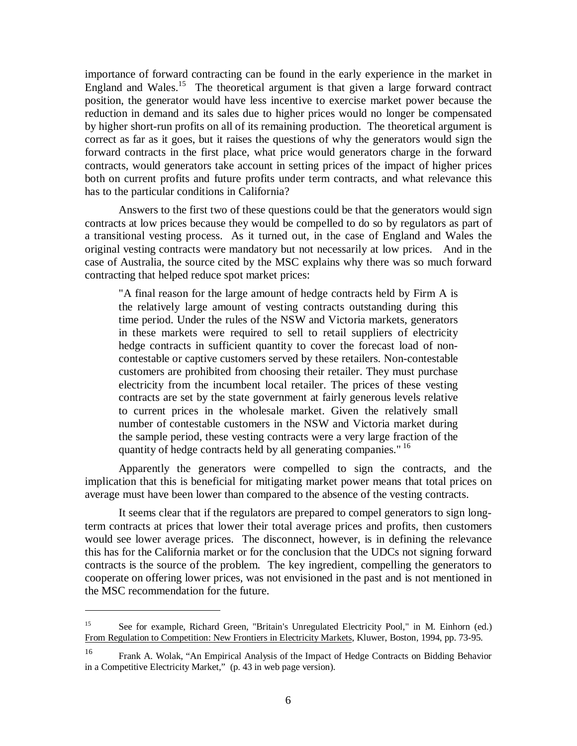importance of forward contracting can be found in the early experience in the market in England and Wales.[15] The theoretical argument is that given a large forward contract position, the generator would have less incentive to exercise market power because the reduction in demand and its sales due to higher prices would no longer be compensated by higher short-run profits on all of its remaining production. The theoretical argument is correct as far as it goes, but it raises the questions of why the generators would sign the forward contracts in the first place, what price would generators charge in the forward contracts, would generators take account in setting prices of the impact of higher prices both on current profits and future profits under term contracts, and what relevance this has to the particular conditions in California?

Answers to the first two of these questions could be that the generators would sign contracts at low prices because they would be compelled to do so by regulators as part of a transitional vesting process. As it turned out, in the case of England and Wales the original vesting contracts were mandatory but not necessarily at low prices. And in the case of Australia, the source cited by the MSC explains why there was so much forward contracting that helped reduce spot market prices:

> "A final reason for the large amount of hedge contracts held by Firm A is the relatively large amount of vesting contracts outstanding during this time period. Under the rules of the NSW and Victoria markets, generators in these markets were required to sell to retail suppliers of electricity hedge contracts in sufficient quantity to cover the forecast load of non-contestable or captive customers served by these retailers. Non-contestable customers are prohibited from choosing their retailer. They must purchase electricity from the incumbent local retailer. The prices of these vesting contracts are set by the state government at fairly generous levels relative to current prices in the wholesale market. Given the relatively small number of contestable customers in the NSW and Victoria market during the sample period, these vesting contracts were a very large fraction of the quantity of hedge contracts held by all generating companies." [16]

Apparently the generators were compelled to sign the contracts, and the implication that this is beneficial for mitigating market power means that total prices on average must have been lower than compared to the absence of the vesting contracts.

It seems clear that if the regulators are prepared to compel generators to sign long-term contracts at prices that lower their total average prices and profits, then customers would see lower average prices. The disconnect, however, is in defining the relevance this has for the California market or for the conclusion that the UDCs not signing forward contracts is the source of the problem. The key ingredient, compelling the generators to cooperate on offering lower prices, was not envisioned in the past and is not mentioned in the MSC recommendation for the future.

---

[15] See for example, Richard Green, "Britain's Unregulated Electricity Pool," in M. Einhorn (ed.) From Regulation to Competition: New Frontiers in Electricity Markets, Kluwer, Boston, 1994, pp. 73-95.

[16] Frank A. Wolak, "An Empirical Analysis of the Impact of Hedge Contracts on Bidding Behavior in a Competitive Electricity Market," (p. 43 in web page version).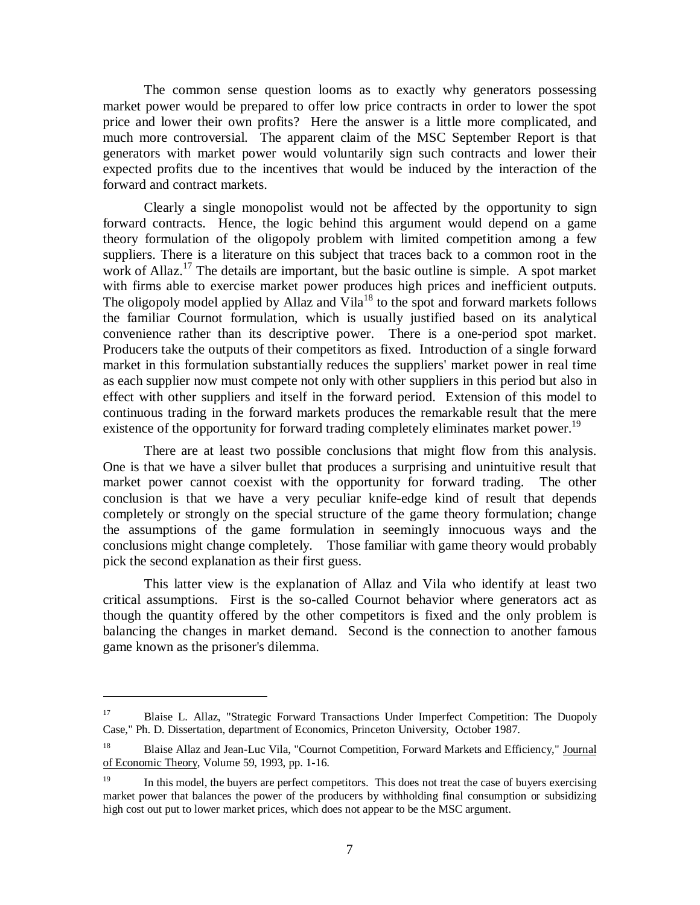The common sense question looms as to exactly why generators possessing market power would be prepared to offer low price contracts in order to lower the spot price and lower their own profits? Here the answer is a little more complicated, and much more controversial. The apparent claim of the MSC September Report is that generators with market power would voluntarily sign such contracts and lower their expected profits due to the incentives that would be induced by the interaction of the forward and contract markets.

Clearly a single monopolist would not be affected by the opportunity to sign forward contracts. Hence, the logic behind this argument would depend on a game theory formulation of the oligopoly problem with limited competition among a few suppliers. There is a literature on this subject that traces back to a common root in the work of Allaz.[17] The details are important, but the basic outline is simple. A spot market with firms able to exercise market power produces high prices and inefficient outputs. The oligopoly model applied by Allaz and Vila[18] to the spot and forward markets follows the familiar Cournot formulation, which is usually justified based on its analytical convenience rather than its descriptive power. There is a one-period spot market. Producers take the outputs of their competitors as fixed. Introduction of a single forward market in this formulation substantially reduces the suppliers' market power in real time as each supplier now must compete not only with other suppliers in this period but also in effect with other suppliers and itself in the forward period. Extension of this model to continuous trading in the forward markets produces the remarkable result that the mere existence of the opportunity for forward trading completely eliminates market power.[19]

There are at least two possible conclusions that might flow from this analysis. One is that we have a silver bullet that produces a surprising and unintuitive result that market power cannot coexist with the opportunity for forward trading. The other conclusion is that we have a very peculiar knife-edge kind of result that depends completely or strongly on the special structure of the game theory formulation; change the assumptions of the game formulation in seemingly innocuous ways and the conclusions might change completely. Those familiar with game theory would probably pick the second explanation as their first guess.

This latter view is the explanation of Allaz and Vila who identify at least two critical assumptions. First is the so-called Cournot behavior where generators act as though the quantity offered by the other competitors is fixed and the only problem is balancing the changes in market demand. Second is the connection to another famous game known as the prisoner's dilemma.

---

[17] Blaise L. Allaz, "Strategic Forward Transactions Under Imperfect Competition: The Duopoly Case," Ph. D. Dissertation, department of Economics, Princeton University, October 1987.

[18] Blaise Allaz and Jean-Luc Vila, "Cournot Competition, Forward Markets and Efficiency," Journal of Economic Theory, Volume 59, 1993, pp. 1-16.

[19] In this model, the buyers are perfect competitors. This does not treat the case of buyers exercising market power that balances the power of the producers by withholding final consumption or subsidizing high cost out put to lower market prices, which does not appear to be the MSC argument.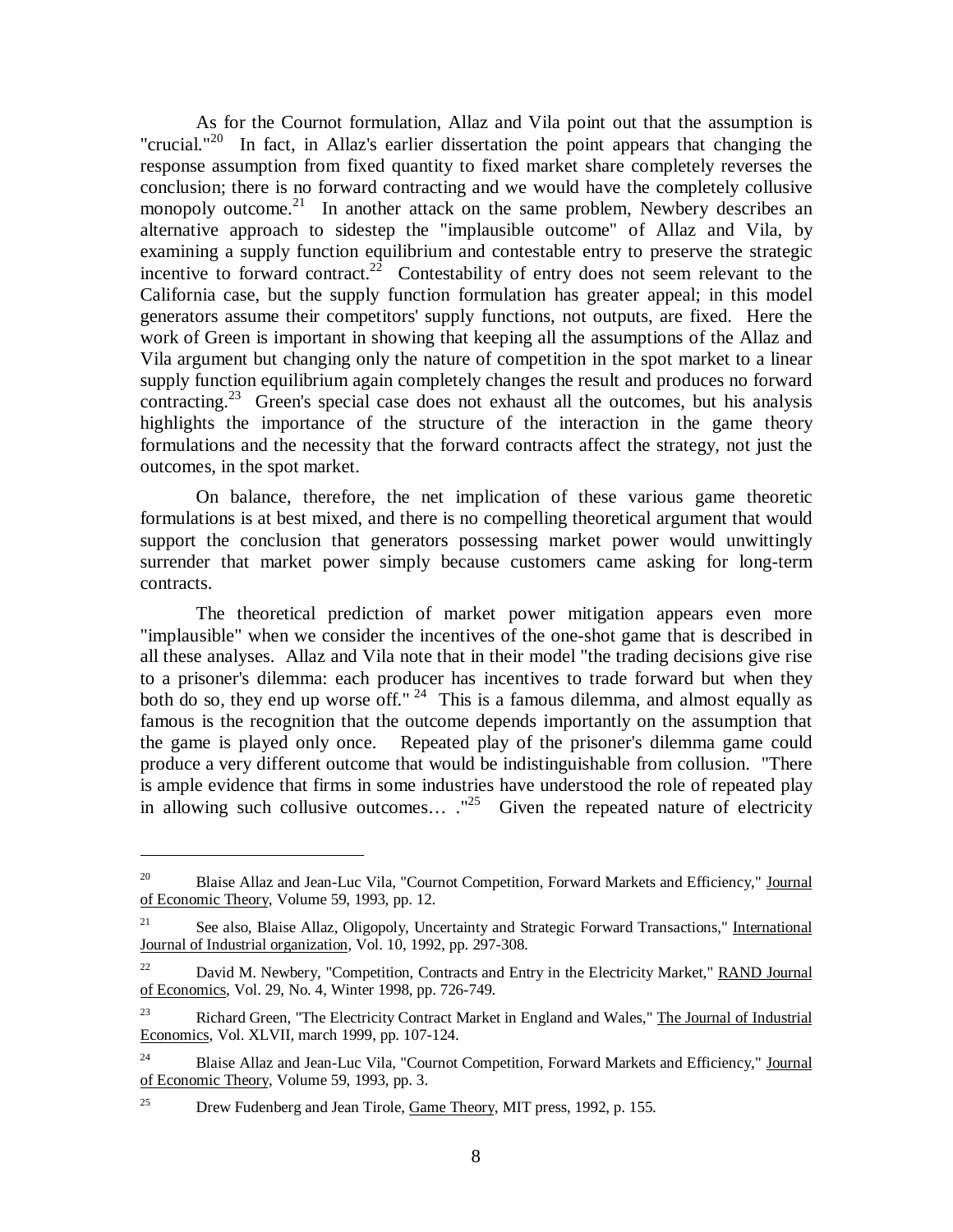As for the Cournot formulation, Allaz and Vila point out that the assumption is "crucial."[20] In fact, in Allaz's earlier dissertation the point appears that changing the response assumption from fixed quantity to fixed market share completely reverses the conclusion; there is no forward contracting and we would have the completely collusive monopoly outcome.[21] In another attack on the same problem, Newbery describes an alternative approach to sidestep the "implausible outcome" of Allaz and Vila, by examining a supply function equilibrium and contestable entry to preserve the strategic incentive to forward contract.[22] Contestability of entry does not seem relevant to the California case, but the supply function formulation has greater appeal; in this model generators assume their competitors' supply functions, not outputs, are fixed. Here the work of Green is important in showing that keeping all the assumptions of the Allaz and Vila argument but changing only the nature of competition in the spot market to a linear supply function equilibrium again completely changes the result and produces no forward contracting.[23] Green's special case does not exhaust all the outcomes, but his analysis highlights the importance of the structure of the interaction in the game theory formulations and the necessity that the forward contracts affect the strategy, not just the outcomes, in the spot market.

On balance, therefore, the net implication of these various game theoretic formulations is at best mixed, and there is no compelling theoretical argument that would support the conclusion that generators possessing market power would unwittingly surrender that market power simply because customers came asking for long-term contracts.

The theoretical prediction of market power mitigation appears even more "implausible" when we consider the incentives of the one-shot game that is described in all these analyses. Allaz and Vila note that in their model "the trading decisions give rise to a prisoner's dilemma: each producer has incentives to trade forward but when they both do so, they end up worse off."[24] This is a famous dilemma, and almost equally as famous is the recognition that the outcome depends importantly on the assumption that the game is played only once. Repeated play of the prisoner's dilemma game could produce a very different outcome that would be indistinguishable from collusion. "There is ample evidence that firms in some industries have understood the role of repeated play in allowing such collusive outcomes… ."[25] Given the repeated nature of electricity

---

[20] Blaise Allaz and Jean-Luc Vila, "Cournot Competition, Forward Markets and Efficiency," Journal of Economic Theory, Volume 59, 1993, pp. 12.

[21] See also, Blaise Allaz, Oligopoly, Uncertainty and Strategic Forward Transactions," International Journal of Industrial organization, Vol. 10, 1992, pp. 297-308.

[22] David M. Newbery, "Competition, Contracts and Entry in the Electricity Market," RAND Journal of Economics, Vol. 29, No. 4, Winter 1998, pp. 726-749.

[23] Richard Green, "The Electricity Contract Market in England and Wales," The Journal of Industrial Economics, Vol. XLVII, march 1999, pp. 107-124.

[24] Blaise Allaz and Jean-Luc Vila, "Cournot Competition, Forward Markets and Efficiency," Journal of Economic Theory, Volume 59, 1993, pp. 3.

[25] Drew Fudenberg and Jean Tirole, Game Theory, MIT press, 1992, p. 155.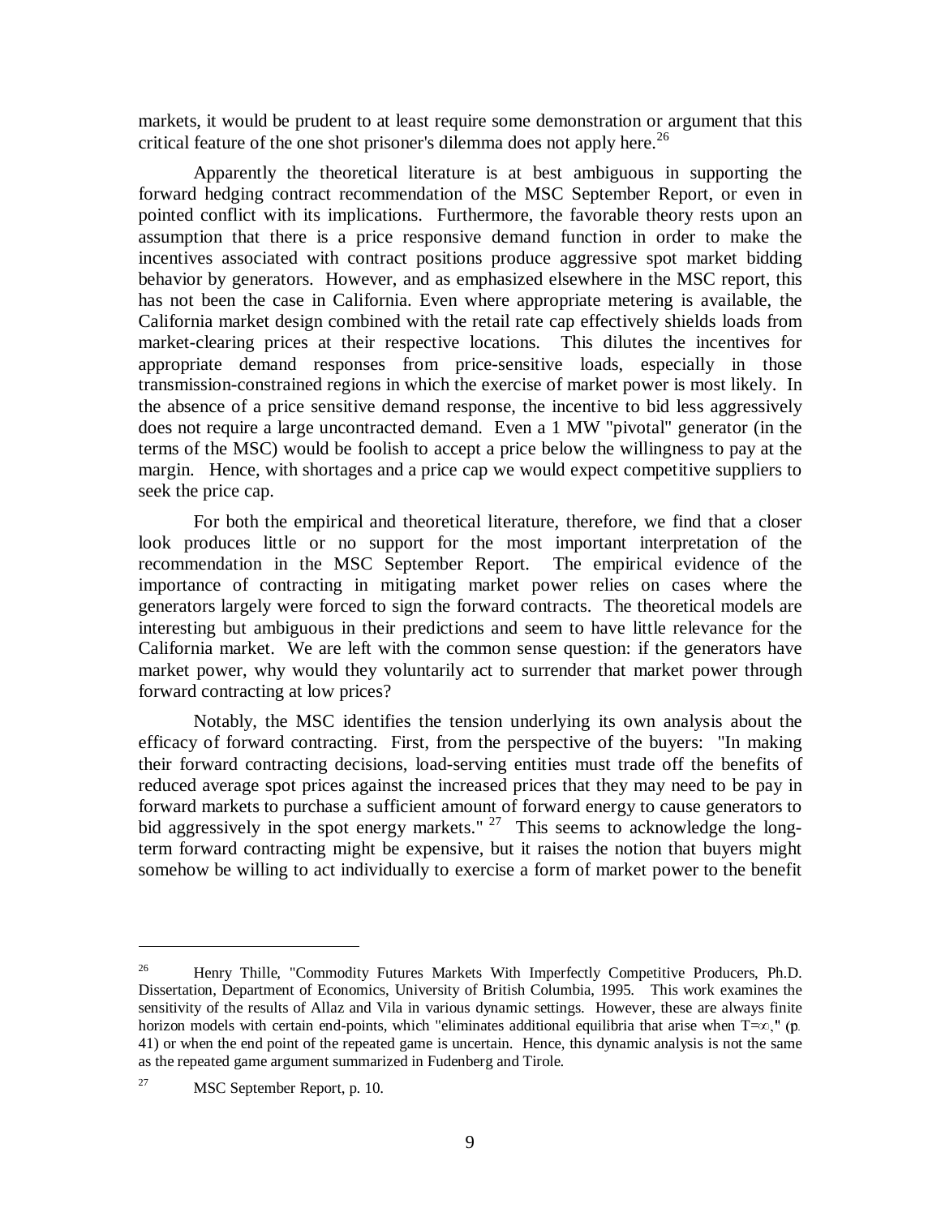markets, it would be prudent to at least require some demonstration or argument that this critical feature of the one shot prisoner's dilemma does not apply here.[26]

Apparently the theoretical literature is at best ambiguous in supporting the forward hedging contract recommendation of the MSC September Report, or even in pointed conflict with its implications. Furthermore, the favorable theory rests upon an assumption that there is a price responsive demand function in order to make the incentives associated with contract positions produce aggressive spot market bidding behavior by generators. However, and as emphasized elsewhere in the MSC report, this has not been the case in California. Even where appropriate metering is available, the California market design combined with the retail rate cap effectively shields loads from market-clearing prices at their respective locations. This dilutes the incentives for appropriate demand responses from price-sensitive loads, especially in those transmission-constrained regions in which the exercise of market power is most likely. In the absence of a price sensitive demand response, the incentive to bid less aggressively does not require a large uncontracted demand. Even a 1 MW "pivotal" generator (in the terms of the MSC) would be foolish to accept a price below the willingness to pay at the margin. Hence, with shortages and a price cap we would expect competitive suppliers to seek the price cap.

For both the empirical and theoretical literature, therefore, we find that a closer look produces little or no support for the most important interpretation of the recommendation in the MSC September Report. The empirical evidence of the importance of contracting in mitigating market power relies on cases where the generators largely were forced to sign the forward contracts. The theoretical models are interesting but ambiguous in their predictions and seem to have little relevance for the California market. We are left with the common sense question: if the generators have market power, why would they voluntarily act to surrender that market power through forward contracting at low prices?

Notably, the MSC identifies the tension underlying its own analysis about the efficacy of forward contracting. First, from the perspective of the buyers: "In making their forward contracting decisions, load-serving entities must trade off the benefits of reduced average spot prices against the increased prices that they may need to be pay in forward markets to purchase a sufficient amount of forward energy to cause generators to bid aggressively in the spot energy markets." [27] This seems to acknowledge the long-term forward contracting might be expensive, but it raises the notion that buyers might somehow be willing to act individually to exercise a form of market power to the benefit

---

[26] Henry Thille, "Commodity Futures Markets With Imperfectly Competitive Producers, Ph.D. Dissertation, Department of Economics, University of British Columbia, 1995. This work examines the sensitivity of the results of Allaz and Vila in various dynamic settings. However, these are always finite horizon models with certain end-points, which "eliminates additional equilibria that arise when $T=\infty$," (p. 41) or when the end point of the repeated game is uncertain. Hence, this dynamic analysis is not the same as the repeated game argument summarized in Fudenberg and Tirole.

[27] MSC September Report, p. 10.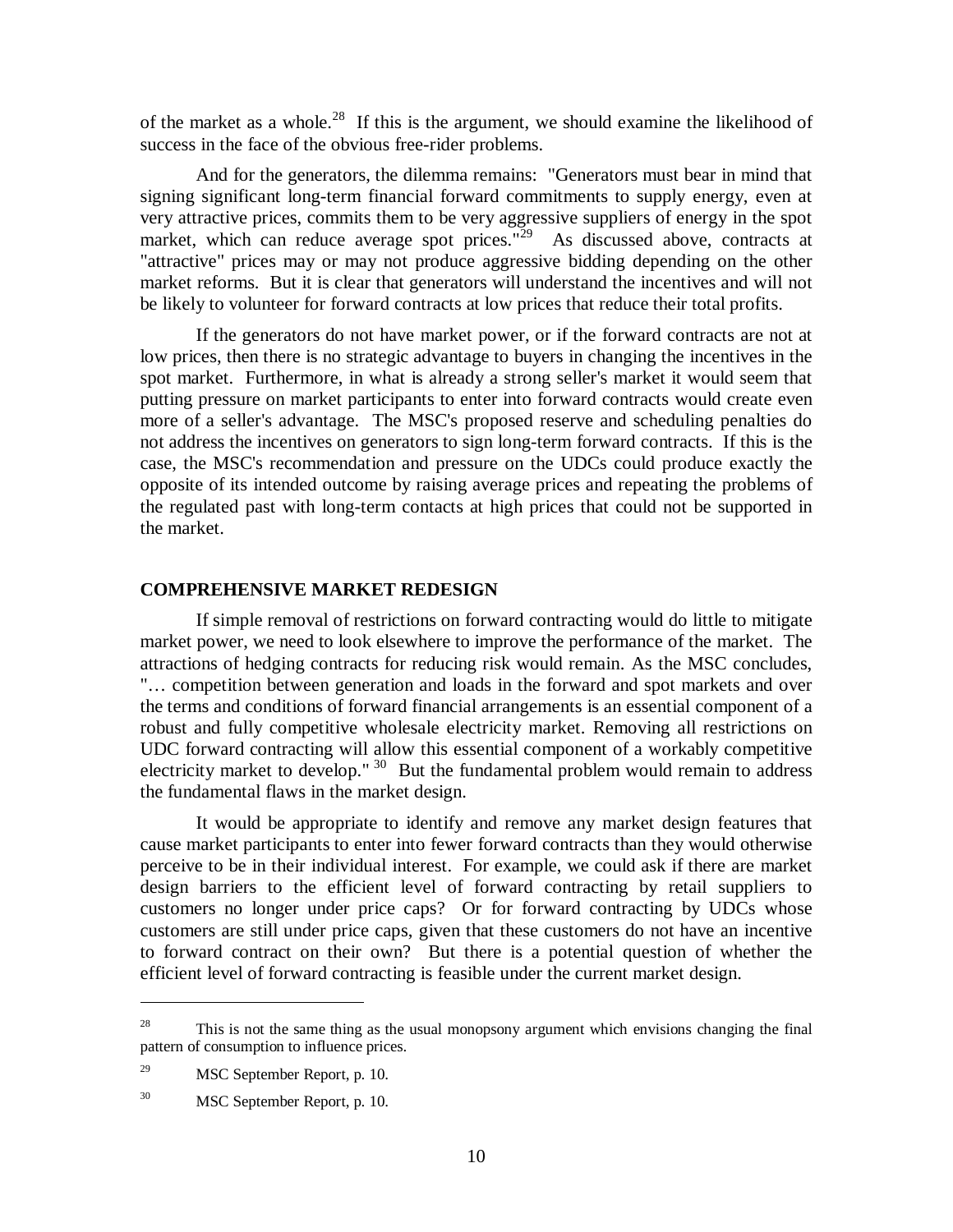of the market as a whole.[28] If this is the argument, we should examine the likelihood of success in the face of the obvious free-rider problems.

And for the generators, the dilemma remains: "Generators must bear in mind that signing significant long-term financial forward commitments to supply energy, even at very attractive prices, commits them to be very aggressive suppliers of energy in the spot market, which can reduce average spot prices."[29] As discussed above, contracts at "attractive" prices may or may not produce aggressive bidding depending on the other market reforms. But it is clear that generators will understand the incentives and will not be likely to volunteer for forward contracts at low prices that reduce their total profits.

If the generators do not have market power, or if the forward contracts are not at low prices, then there is no strategic advantage to buyers in changing the incentives in the spot market. Furthermore, in what is already a strong seller's market it would seem that putting pressure on market participants to enter into forward contracts would create even more of a seller's advantage. The MSC's proposed reserve and scheduling penalties do not address the incentives on generators to sign long-term forward contracts. If this is the case, the MSC's recommendation and pressure on the UDCs could produce exactly the opposite of its intended outcome by raising average prices and repeating the problems of the regulated past with long-term contacts at high prices that could not be supported in the market.

## COMPREHENSIVE MARKET REDESIGN

If simple removal of restrictions on forward contracting would do little to mitigate market power, we need to look elsewhere to improve the performance of the market. The attractions of hedging contracts for reducing risk would remain. As the MSC concludes, "… competition between generation and loads in the forward and spot markets and over the terms and conditions of forward financial arrangements is an essential component of a robust and fully competitive wholesale electricity market. Removing all restrictions on UDC forward contracting will allow this essential component of a workably competitive electricity market to develop." [30] But the fundamental problem would remain to address the fundamental flaws in the market design.

It would be appropriate to identify and remove any market design features that cause market participants to enter into fewer forward contracts than they would otherwise perceive to be in their individual interest. For example, we could ask if there are market design barriers to the efficient level of forward contracting by retail suppliers to customers no longer under price caps? Or for forward contracting by UDCs whose customers are still under price caps, given that these customers do not have an incentive to forward contract on their own? But there is a potential question of whether the efficient level of forward contracting is feasible under the current market design.

---

[28] This is not the same thing as the usual monopsony argument which envisions changing the final pattern of consumption to influence prices.

[29] MSC September Report, p. 10.

[30] MSC September Report, p. 10.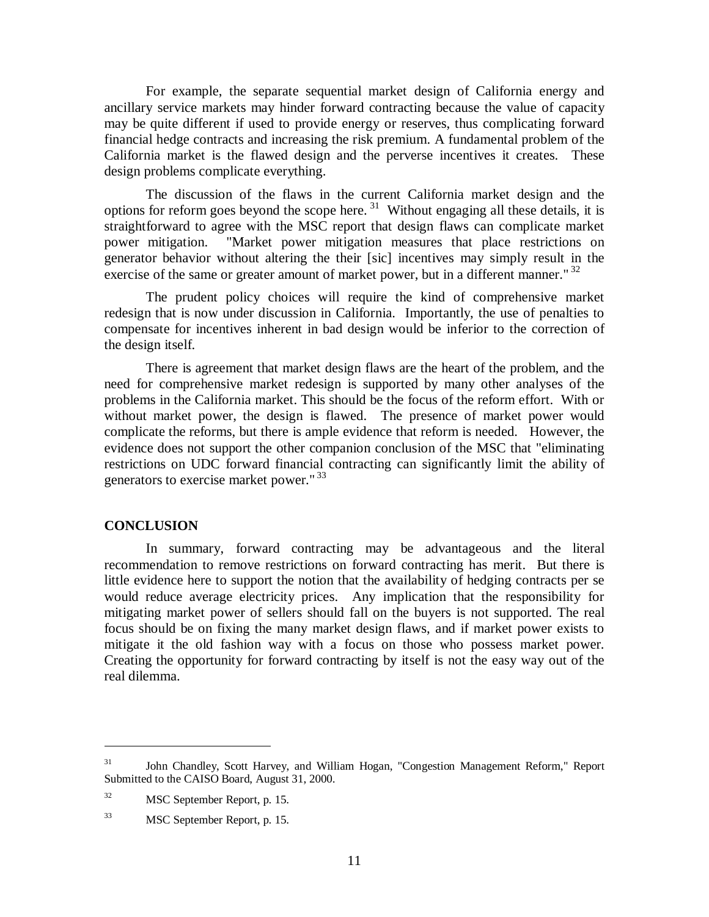For example, the separate sequential market design of California energy and ancillary service markets may hinder forward contracting because the value of capacity may be quite different if used to provide energy or reserves, thus complicating forward financial hedge contracts and increasing the risk premium. A fundamental problem of the California market is the flawed design and the perverse incentives it creates. These design problems complicate everything.

The discussion of the flaws in the current California market design and the options for reform goes beyond the scope here. [31] Without engaging all these details, it is straightforward to agree with the MSC report that design flaws can complicate market power mitigation. "Market power mitigation measures that place restrictions on generator behavior without altering the their [sic] incentives may simply result in the exercise of the same or greater amount of market power, but in a different manner." [32]

The prudent policy choices will require the kind of comprehensive market redesign that is now under discussion in California. Importantly, the use of penalties to compensate for incentives inherent in bad design would be inferior to the correction of the design itself.

There is agreement that market design flaws are the heart of the problem, and the need for comprehensive market redesign is supported by many other analyses of the problems in the California market. This should be the focus of the reform effort. With or without market power, the design is flawed. The presence of market power would complicate the reforms, but there is ample evidence that reform is needed. However, the evidence does not support the other companion conclusion of the MSC that "eliminating restrictions on UDC forward financial contracting can significantly limit the ability of generators to exercise market power." [33]

## CONCLUSION

In summary, forward contracting may be advantageous and the literal recommendation to remove restrictions on forward contracting has merit. But there is little evidence here to support the notion that the availability of hedging contracts per se would reduce average electricity prices. Any implication that the responsibility for mitigating market power of sellers should fall on the buyers is not supported. The real focus should be on fixing the many market design flaws, and if market power exists to mitigate it the old fashion way with a focus on those who possess market power. Creating the opportunity for forward contracting by itself is not the easy way out of the real dilemma.

---

[31] John Chandley, Scott Harvey, and William Hogan, "Congestion Management Reform," Report Submitted to the CAISO Board, August 31, 2000.

[32] MSC September Report, p. 15.

[33] MSC September Report, p. 15.